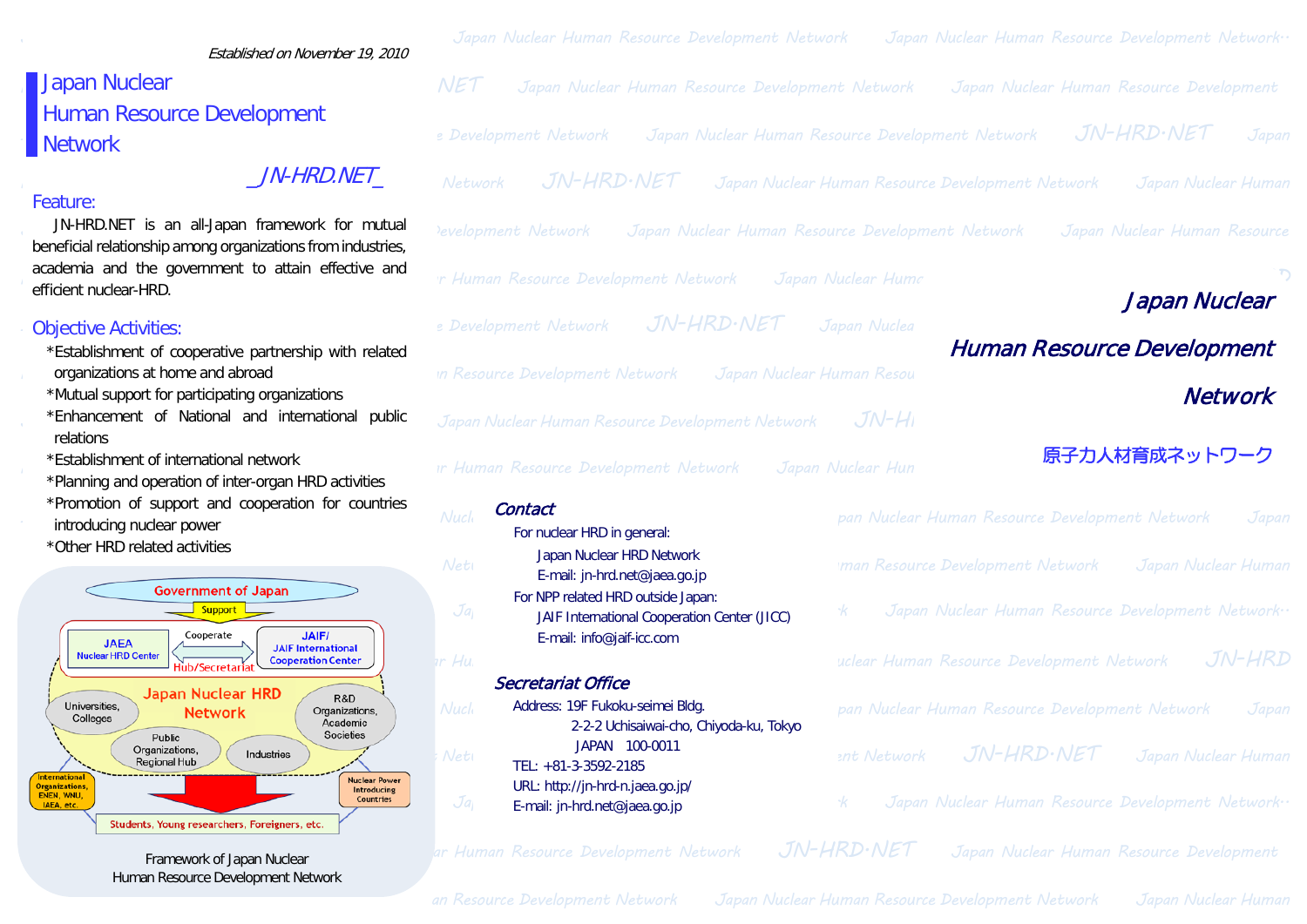*Established on November 19, 2010*

# Japan Nuclear Human Resource Development Network

_JN-HRD.NET_

## Feature:

JN-HRD.NET is an all-Japan framework for mutual beneficial relationship among organizations from industries, academia and the government to attain effective and efficient nuclear-HRD.

## Objective Activities:

- *Establishment of cooperative partnership with related organizations at home and abroad
- *Mutual support for participating organizations
- *Enhancement of National and international public relations
- *Establishment of international network
- *Planning and operation of inter-organ HRD activities
- *Promotion of support and cooperation for countries introducing nuclear power
- *Other HRD related activities

Government of Japan

Support

JAEA Nuclear HRD Center

Cooperate

JAIF/ JAIF International Cooperation Center

Hub/Secretariat

Japan Nuclear HRD Network

Universities, Colleges

R&D Organizations, Academic Societies

Public Organizations, Regional Hub

Industries

International Organizations, ENEN, WNU, IAEA, etc.

Nuclear Power Introducing Countries

Students, Young researchers, Foreigners, etc.

Framework of Japan Nuclear Human Resource Development Network

# Japan Nuclear Human Resource Development Network

原子力人材育成ネットワーク

## Contact

For nuclear HRD in general:

Japan Nuclear HRD Network
E-mail: jn-hrd.net@jaea.go.jp

For NPP related HRD outside Japan:

JAIF International Cooperation Center (JICC)
E-mail: info@jaif-icc.com

## Secretariat Office

Address: 19F Fukoku-seimei Bldg.
2-2-2 Uchisaiwai-cho, Chiyoda-ku, Tokyo
JAPAN 100-0011
TEL: +81-3-3592-2185
URL: http://jn-hrd-n.jaea.go.jp/
E-mail: jn-hrd.net@jaea.go.jp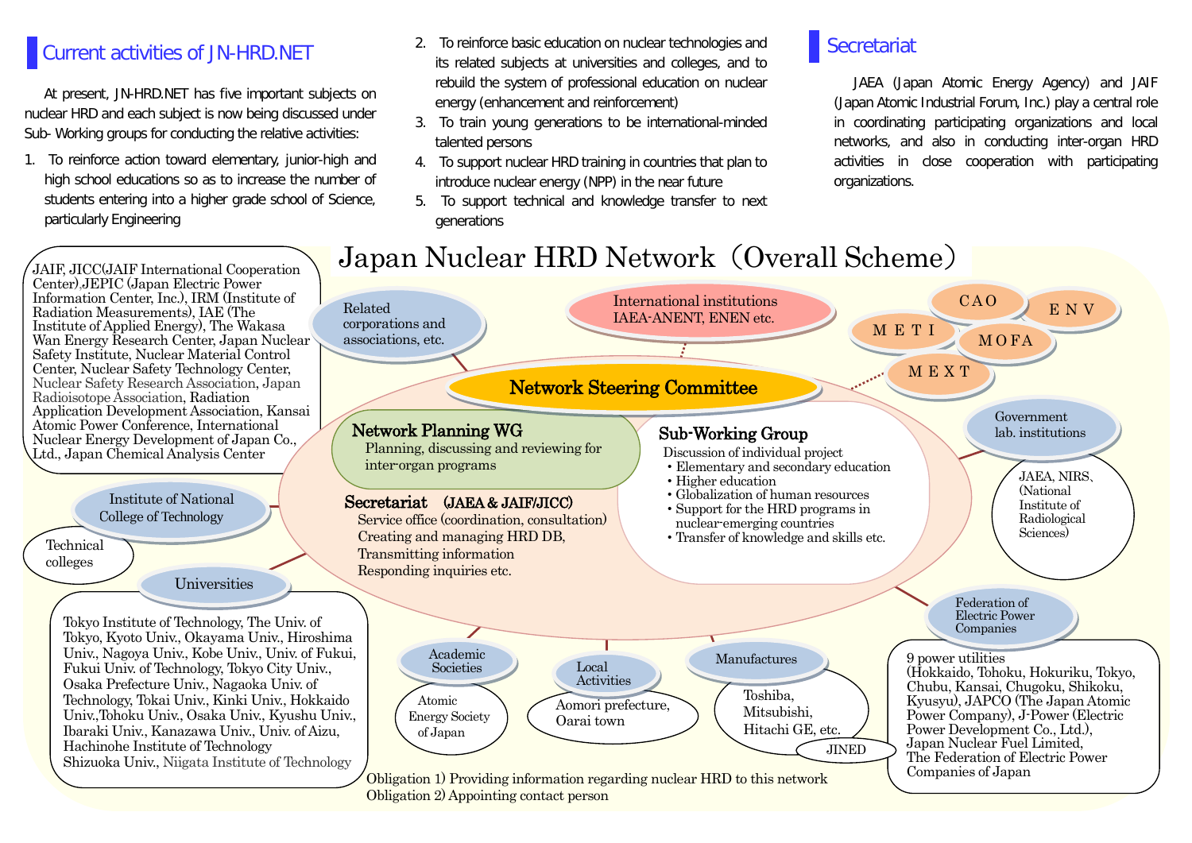## Current activities of JN-HRD.NET

At present, JN-HRD.NET has five important subjects on nuclear HRD and each subject is now being discussed under Sub- Working groups for conducting the relative activities:

1. To reinforce action toward elementary, junior-high and high school educations so as to increase the number of students entering into a higher grade school of Science, particularly Engineering
2. To reinforce basic education on nuclear technologies and its related subjects at universities and colleges, and to rebuild the system of professional education on nuclear energy (enhancement and reinforcement)
3. To train young generations to be international-minded talented persons
4. To support nuclear HRD training in countries that plan to introduce nuclear energy (NPP) in the near future
5. To support technical and knowledge transfer to next generations

## Secretariat

JAEA (Japan Atomic Energy Agency) and JAIF (Japan Atomic Industrial Forum, Inc.) play a central role in coordinating participating organizations and local networks, and also in conducting inter-organ HRD activities in close cooperation with participating organizations.

## Japan Nuclear HRD Network（Overall Scheme）

International institutions
IAEA-ANENT, ENEN etc.

CAO
ENV
METI
MOFA
MEXT

**Network Steering Committee**

**Network Planning WG**
Planning, discussing and reviewing for inter-organ programs

**Secretariat　(JAEA & JAIF/JICC)**
Service office (coordination, consultation)
Creating and managing HRD DB,
Transmitting information
Responding inquiries etc.

**Sub-Working Group**
Discussion of individual project
- Elementary and secondary education
- Higher education
- Globalization of human resources
- Support for the HRD programs in nuclear-emerging countries
- Transfer of knowledge and skills etc.

Related corporations and associations, etc.
JAIF, JICC(JAIF International Cooperation Center),JEPIC (Japan Electric Power Information Center, Inc.), IRM (Institute of Radiation Measurements), IAE (The Institute of Applied Energy), The Wakasa Wan Energy Research Center, Japan Nuclear Safety Institute, Nuclear Material Control Center, Nuclear Safety Technology Center, Nuclear Safety Research Association, Japan Radioisotope Association, Radiation Application Development Association, Kansai Atomic Power Conference, International Nuclear Energy Development of Japan Co., Ltd., Japan Chemical Analysis Center

Government lab. institutions
JAEA, NIRS、(National Institute of Radiological Sciences)

Institute of National College of Technology
Technical colleges

Universities
Tokyo Institute of Technology, The Univ. of Tokyo, Kyoto Univ., Okayama Univ., Hiroshima Univ., Nagoya Univ., Kobe Univ., Univ. of Fukui, Fukui Univ. of Technology, Tokyo City Univ., Osaka Prefecture Univ., Nagaoka Univ. of Technology, Tokai Univ., Kinki Univ., Hokkaido Univ.,Tohoku Univ., Osaka Univ., Kyushu Univ., Ibaraki Univ., Kanazawa Univ., Univ. of Aizu, Hachinohe Institute of Technology Shizuoka Univ., Niigata Institute of Technology

Academic Societies
Atomic Energy Society of Japan

Local Activities
Aomori prefecture, Oarai town

Manufactures
Toshiba, Mitsubishi, Hitachi GE, etc.
JINED

Federation of Electric Power Companies
9 power utilities (Hokkaido, Tohoku, Hokuriku, Tokyo, Chubu, Kansai, Chugoku, Shikoku, Kyusyu), JAPCO (The Japan Atomic Power Company), J-Power (Electric Power Development Co., Ltd.), Japan Nuclear Fuel Limited, The Federation of Electric Power Companies of Japan

Obligation 1) Providing information regarding nuclear HRD to this network
Obligation 2) Appointing contact person